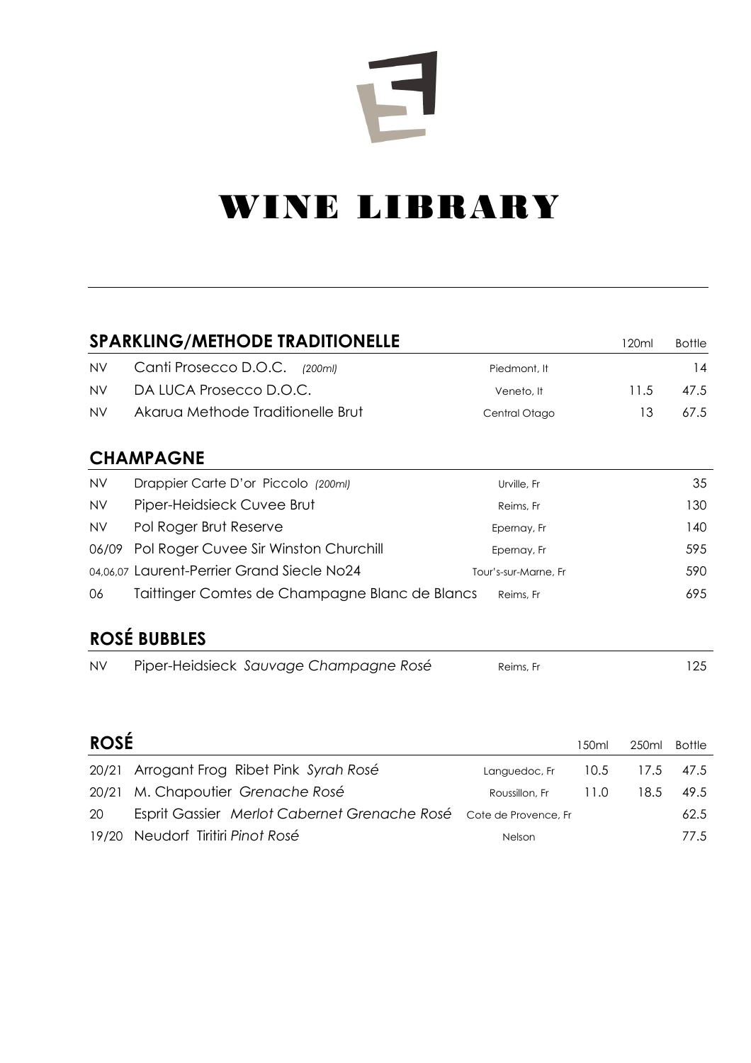# WINE LIBRARY

## SPARKLING/METHODE TRADITIONELLE

| | | | 120ml | Bottle |
|---|---|---|---|---|
| NV | Canti Prosecco D.O.C. *(200ml)* | Piedmont, It | | 14 |
| NV | DA LUCA Prosecco D.O.C. | Veneto, It | 11.5 | 47.5 |
| NV | Akarua Methode Traditionelle Brut | Central Otago | 13 | 67.5 |

## CHAMPAGNE

| | | | |
|---|---|---|---|
| NV | Drappier Carte D'or Piccolo *(200ml)* | Urville, Fr | 35 |
| NV | Piper-Heidsieck Cuvee Brut | Reims, Fr | 130 |
| NV | Pol Roger Brut Reserve | Epernay, Fr | 140 |
| 06/09 | Pol Roger Cuvee Sir Winston Churchill | Epernay, Fr | 595 |
| 04,06,07 | Laurent-Perrier Grand Siecle No24 | Tour's-sur-Marne, Fr | 590 |
| 06 | Taittinger Comtes de Champagne Blanc de Blancs | Reims, Fr | 695 |

## ROSÉ BUBBLES

| | | | |
|---|---|---|---|
| NV | Piper-Heidsieck *Sauvage Champagne Rosé* | Reims, Fr | 125 |

## ROSÉ

| | | | 150ml | 250ml | Bottle |
|---|---|---|---|---|---|
| 20/21 | Arrogant Frog Ribet Pink *Syrah Rosé* | Languedoc, Fr | 10.5 | 17.5 | 47.5 |
| 20/21 | M. Chapoutier *Grenache Rosé* | Roussillon, Fr | 11.0 | 18.5 | 49.5 |
| 20 | Esprit Gassier *Merlot Cabernet Grenache Rosé* | Cote de Provence, Fr | | | 62.5 |
| 19/20 | Neudorf Tiritiri *Pinot Rosé* | Nelson | | | 77.5 |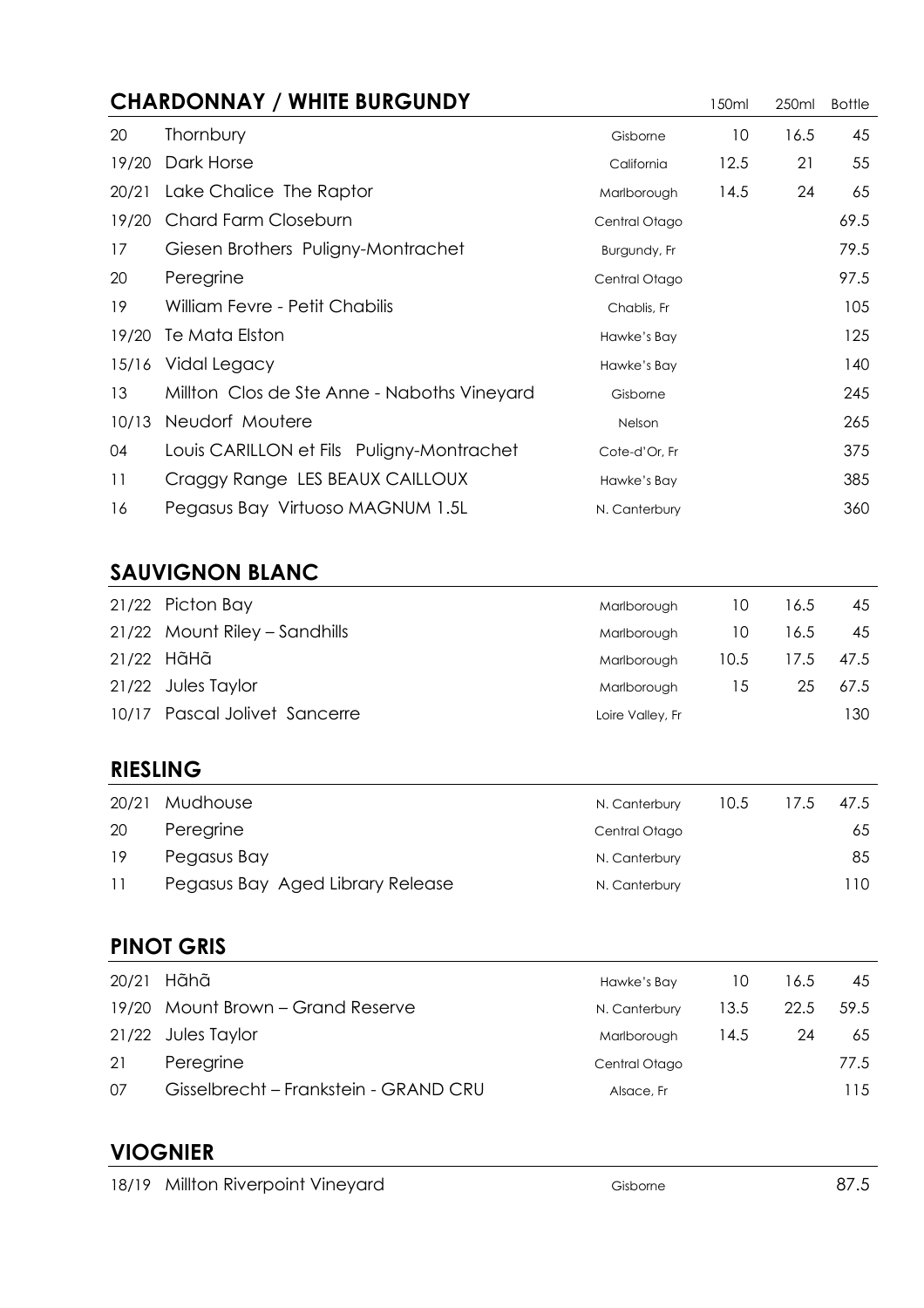## CHARDONNAY / WHITE BURGUNDY

| | | | 150ml | 250ml | Bottle |
|---|---|---|---|---|---|
| 20 | Thornbury | Gisborne | 10 | 16.5 | 45 |
| 19/20 | Dark Horse | California | 12.5 | 21 | 55 |
| 20/21 | Lake Chalice The Raptor | Marlborough | 14.5 | 24 | 65 |
| 19/20 | Chard Farm Closeburn | Central Otago | | | 69.5 |
| 17 | Giesen Brothers Puligny-Montrachet | Burgundy, Fr | | | 79.5 |
| 20 | Peregrine | Central Otago | | | 97.5 |
| 19 | William Fevre - Petit Chabilis | Chablis, Fr | | | 105 |
| 19/20 | Te Mata Elston | Hawke's Bay | | | 125 |
| 15/16 | Vidal Legacy | Hawke's Bay | | | 140 |
| 13 | Millton Clos de Ste Anne - Naboths Vineyard | Gisborne | | | 245 |
| 10/13 | Neudorf Moutere | Nelson | | | 265 |
| 04 | Louis CARILLON et Fils Puligny-Montrachet | Cote-d'Or, Fr | | | 375 |
| 11 | Craggy Range LES BEAUX CAILLOUX | Hawke's Bay | | | 385 |
| 16 | Pegasus Bay Virtuoso MAGNUM 1.5L | N. Canterbury | | | 360 |

## SAUVIGNON BLANC

| | | | 150ml | 250ml | Bottle |
|---|---|---|---|---|---|
| 21/22 | Picton Bay | Marlborough | 10 | 16.5 | 45 |
| 21/22 | Mount Riley – Sandhills | Marlborough | 10 | 16.5 | 45 |
| 21/22 | HãHã | Marlborough | 10.5 | 17.5 | 47.5 |
| 21/22 | Jules Taylor | Marlborough | 15 | 25 | 67.5 |
| 10/17 | Pascal Jolivet Sancerre | Loire Valley, Fr | | | 130 |

## RIESLING

| | | | 150ml | 250ml | Bottle |
|---|---|---|---|---|---|
| 20/21 | Mudhouse | N. Canterbury | 10.5 | 17.5 | 47.5 |
| 20 | Peregrine | Central Otago | | | 65 |
| 19 | Pegasus Bay | N. Canterbury | | | 85 |
| 11 | Pegasus Bay Aged Library Release | N. Canterbury | | | 110 |

## PINOT GRIS

| | | | 150ml | 250ml | Bottle |
|---|---|---|---|---|---|
| 20/21 | Hãhã | Hawke's Bay | 10 | 16.5 | 45 |
| 19/20 | Mount Brown – Grand Reserve | N. Canterbury | 13.5 | 22.5 | 59.5 |
| 21/22 | Jules Taylor | Marlborough | 14.5 | 24 | 65 |
| 21 | Peregrine | Central Otago | | | 77.5 |
| 07 | Gisselbrecht – Frankstein - GRAND CRU | Alsace, Fr | | | 115 |

## VIOGNIER

| | | | 150ml | 250ml | Bottle |
|---|---|---|---|---|---|
| 18/19 | Millton Riverpoint Vineyard | Gisborne | | | 87.5 |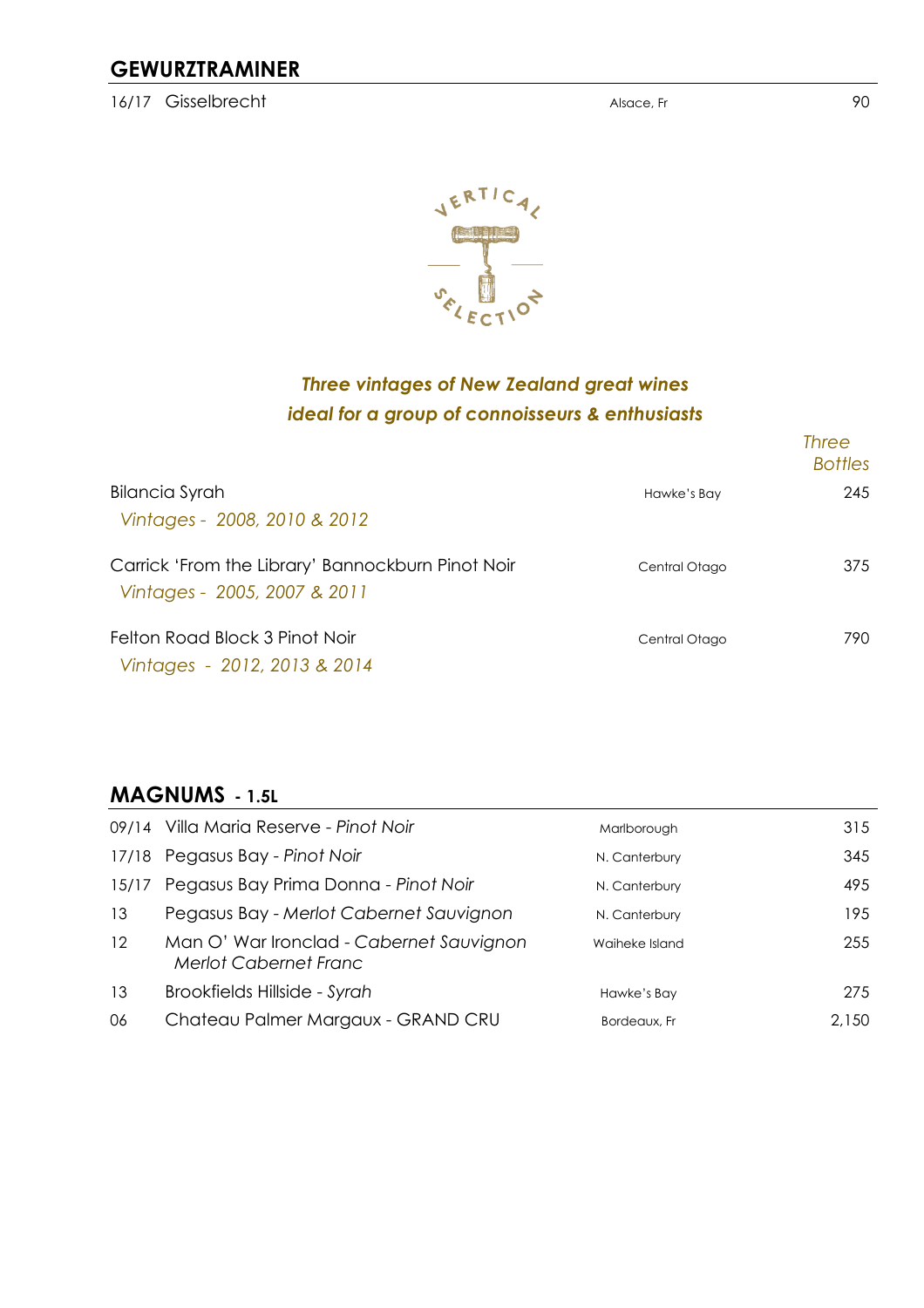## GEWURZTRAMINER

| | | | |
|---|---|---|---|
| 16/17 | Gisselbrecht | Alsace, Fr | 90 |

VERTICAL SELECTION

***Three vintages of New Zealand great wines***
***ideal for a group of connoisseurs & enthusiasts***

| | | *Three Bottles* |
|---|---|---|
| Bilancia Syrah<br>*Vintages - 2008, 2010 & 2012* | Hawke's Bay | 245 |
| Carrick 'From the Library' Bannockburn Pinot Noir<br>*Vintages - 2005, 2007 & 2011* | Central Otago | 375 |
| Felton Road Block 3 Pinot Noir<br>*Vintages - 2012, 2013 & 2014* | Central Otago | 790 |

## MAGNUMS - 1.5L

| | | | |
|---|---|---|---|
| 09/14 | Villa Maria Reserve - *Pinot Noir* | Marlborough | 315 |
| 17/18 | Pegasus Bay - *Pinot Noir* | N. Canterbury | 345 |
| 15/17 | Pegasus Bay Prima Donna - *Pinot Noir* | N. Canterbury | 495 |
| 13 | Pegasus Bay - *Merlot Cabernet Sauvignon* | N. Canterbury | 195 |
| 12 | Man O' War Ironclad - *Cabernet Sauvignon Merlot Cabernet Franc* | Waiheke Island | 255 |
| 13 | Brookfields Hillside - *Syrah* | Hawke's Bay | 275 |
| 06 | Chateau Palmer Margaux - GRAND CRU | Bordeaux, Fr | 2,150 |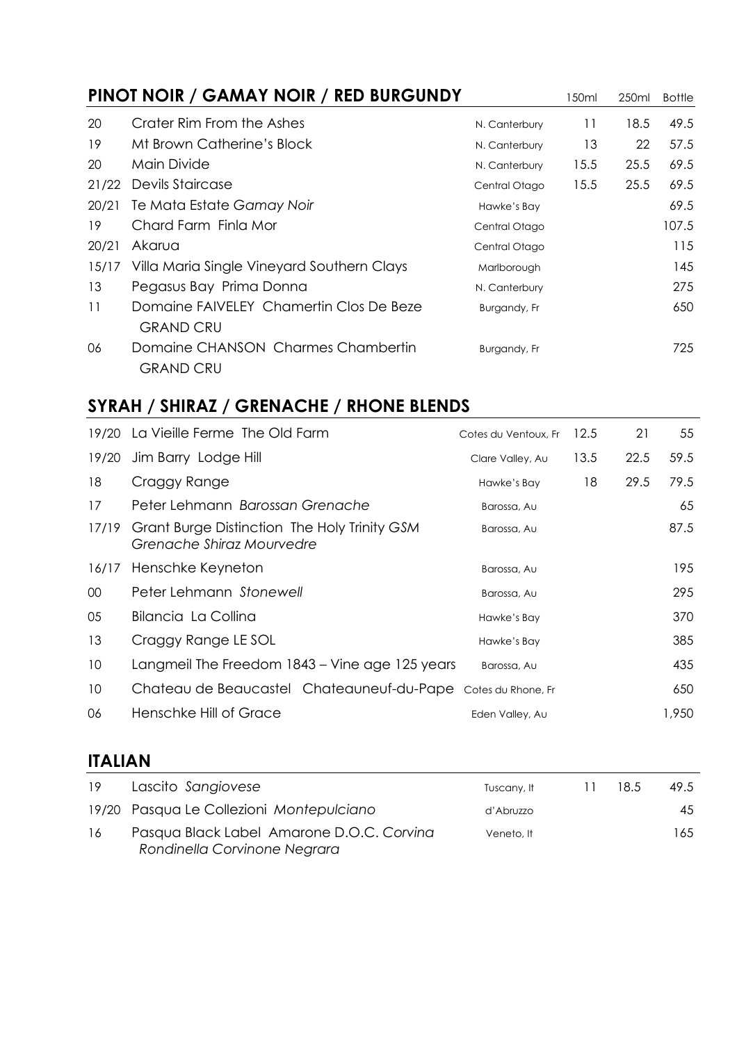## PINOT NOIR / GAMAY NOIR / RED BURGUNDY

| Vintage | Wine | Region | 150ml | 250ml | Bottle |
|---|---|---|---|---|---|
| 20 | Crater Rim From the Ashes | N. Canterbury | 11 | 18.5 | 49.5 |
| 19 | Mt Brown Catherine's Block | N. Canterbury | 13 | 22 | 57.5 |
| 20 | Main Divide | N. Canterbury | 15.5 | 25.5 | 69.5 |
| 21/22 | Devils Staircase | Central Otago | 15.5 | 25.5 | 69.5 |
| 20/21 | Te Mata Estate *Gamay Noir* | Hawke's Bay | | | 69.5 |
| 19 | Chard Farm Finla Mor | Central Otago | | | 107.5 |
| 20/21 | Akarua | Central Otago | | | 115 |
| 15/17 | Villa Maria Single Vineyard Southern Clays | Marlborough | | | 145 |
| 13 | Pegasus Bay Prima Donna | N. Canterbury | | | 275 |
| 11 | Domaine FAIVELEY Chamertin Clos De Beze GRAND CRU | Burgandy, Fr | | | 650 |
| 06 | Domaine CHANSON Charmes Chambertin GRAND CRU | Burgandy, Fr | | | 725 |

## SYRAH / SHIRAZ / GRENACHE / RHONE BLENDS

| Vintage | Wine | Region | 150ml | 250ml | Bottle |
|---|---|---|---|---|---|
| 19/20 | La Vieille Ferme The Old Farm | Cotes du Ventoux, Fr | 12.5 | 21 | 55 |
| 19/20 | Jim Barry Lodge Hill | Clare Valley, Au | 13.5 | 22.5 | 59.5 |
| 18 | Craggy Range | Hawke's Bay | 18 | 29.5 | 79.5 |
| 17 | Peter Lehmann *Barossan Grenache* | Barossa, Au | | | 65 |
| 17/19 | Grant Burge Distinction The Holy Trinity *GSM Grenache Shiraz Mourvedre* | Barossa, Au | | | 87.5 |
| 16/17 | Henschke Keyneton | Barossa, Au | | | 195 |
| 00 | Peter Lehmann *Stonewell* | Barossa, Au | | | 295 |
| 05 | Bilancia La Collina | Hawke's Bay | | | 370 |
| 13 | Craggy Range LE SOL | Hawke's Bay | | | 385 |
| 10 | Langmeil The Freedom 1843 – Vine age 125 years | Barossa, Au | | | 435 |
| 10 | Chateau de Beaucastel Chateauneuf-du-Pape | Cotes du Rhone, Fr | | | 650 |
| 06 | Henschke Hill of Grace | Eden Valley, Au | | | 1,950 |

## ITALIAN

| Vintage | Wine | Region | 150ml | 250ml | Bottle |
|---|---|---|---|---|---|
| 19 | Lascito *Sangiovese* | Tuscany, It | 11 | 18.5 | 49.5 |
| 19/20 | Pasqua Le Collezioni *Montepulciano* | d'Abruzzo | | | 45 |
| 16 | Pasqua Black Label Amarone D.O.C. *Corvina Rondinella Corvinone Negrara* | Veneto, It | | | 165 |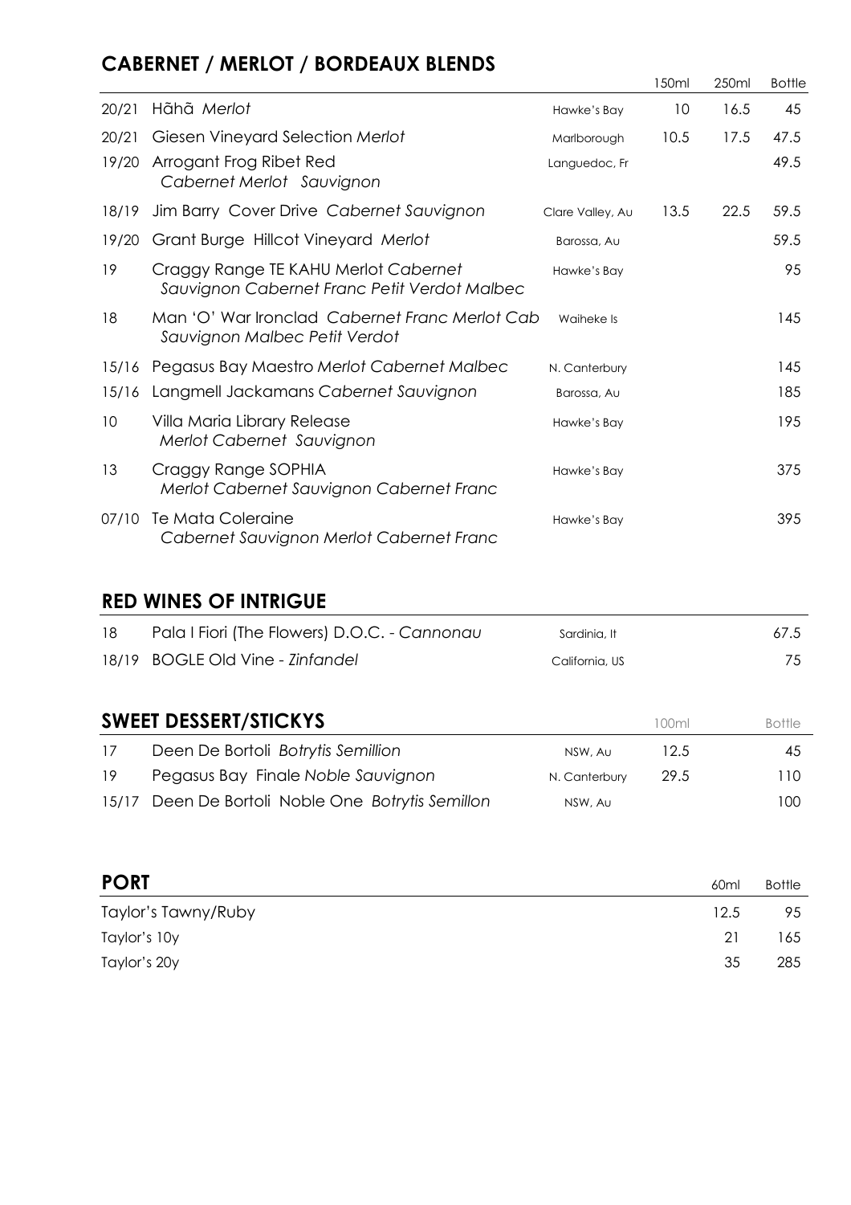## CABERNET / MERLOT / BORDEAUX BLENDS

| Vintage | Wine | Region | 150ml | 250ml | Bottle |
|---|---|---|---|---|---|
| 20/21 | Hãhã *Merlot* | Hawke's Bay | 10 | 16.5 | 45 |
| 20/21 | Giesen Vineyard Selection *Merlot* | Marlborough | 10.5 | 17.5 | 47.5 |
| 19/20 | Arrogant Frog Ribet Red *Cabernet Merlot Sauvignon* | Languedoc, Fr | | | 49.5 |
| 18/19 | Jim Barry Cover Drive *Cabernet Sauvignon* | Clare Valley, Au | 13.5 | 22.5 | 59.5 |
| 19/20 | Grant Burge Hillcot Vineyard *Merlot* | Barossa, Au | | | 59.5 |
| 19 | Craggy Range TE KAHU Merlot *Cabernet Sauvignon Cabernet Franc Petit Verdot Malbec* | Hawke's Bay | | | 95 |
| 18 | Man 'O' War Ironclad *Cabernet Franc Merlot Cab Sauvignon Malbec Petit Verdot* | Waiheke Is | | | 145 |
| 15/16 | Pegasus Bay Maestro *Merlot Cabernet Malbec* | N. Canterbury | | | 145 |
| 15/16 | Langmell Jackamans *Cabernet Sauvignon* | Barossa, Au | | | 185 |
| 10 | Villa Maria Library Release *Merlot Cabernet Sauvignon* | Hawke's Bay | | | 195 |
| 13 | Craggy Range SOPHIA *Merlot Cabernet Sauvignon Cabernet Franc* | Hawke's Bay | | | 375 |
| 07/10 | Te Mata Coleraine *Cabernet Sauvignon Merlot Cabernet Franc* | Hawke's Bay | | | 395 |

## RED WINES OF INTRIGUE

| Vintage | Wine | Region | Bottle |
|---|---|---|---|
| 18 | Pala I Fiori (The Flowers) D.O.C. - *Cannonau* | Sardinia, It | 67.5 |
| 18/19 | BOGLE Old Vine - *Zinfandel* | California, US | 75 |

## SWEET DESSERT/STICKYS

| Vintage | Wine | Region | 100ml | Bottle |
|---|---|---|---|---|
| 17 | Deen De Bortoli *Botrytis Semillion* | NSW, Au | 12.5 | 45 |
| 19 | Pegasus Bay Finale *Noble Sauvignon* | N. Canterbury | 29.5 | 110 |
| 15/17 | Deen De Bortoli Noble One *Botrytis Semillon* | NSW, Au | | 100 |

## PORT

| Wine | 60ml | Bottle |
|---|---|---|
| Taylor's Tawny/Ruby | 12.5 | 95 |
| Taylor's 10y | 21 | 165 |
| Taylor's 20y | 35 | 285 |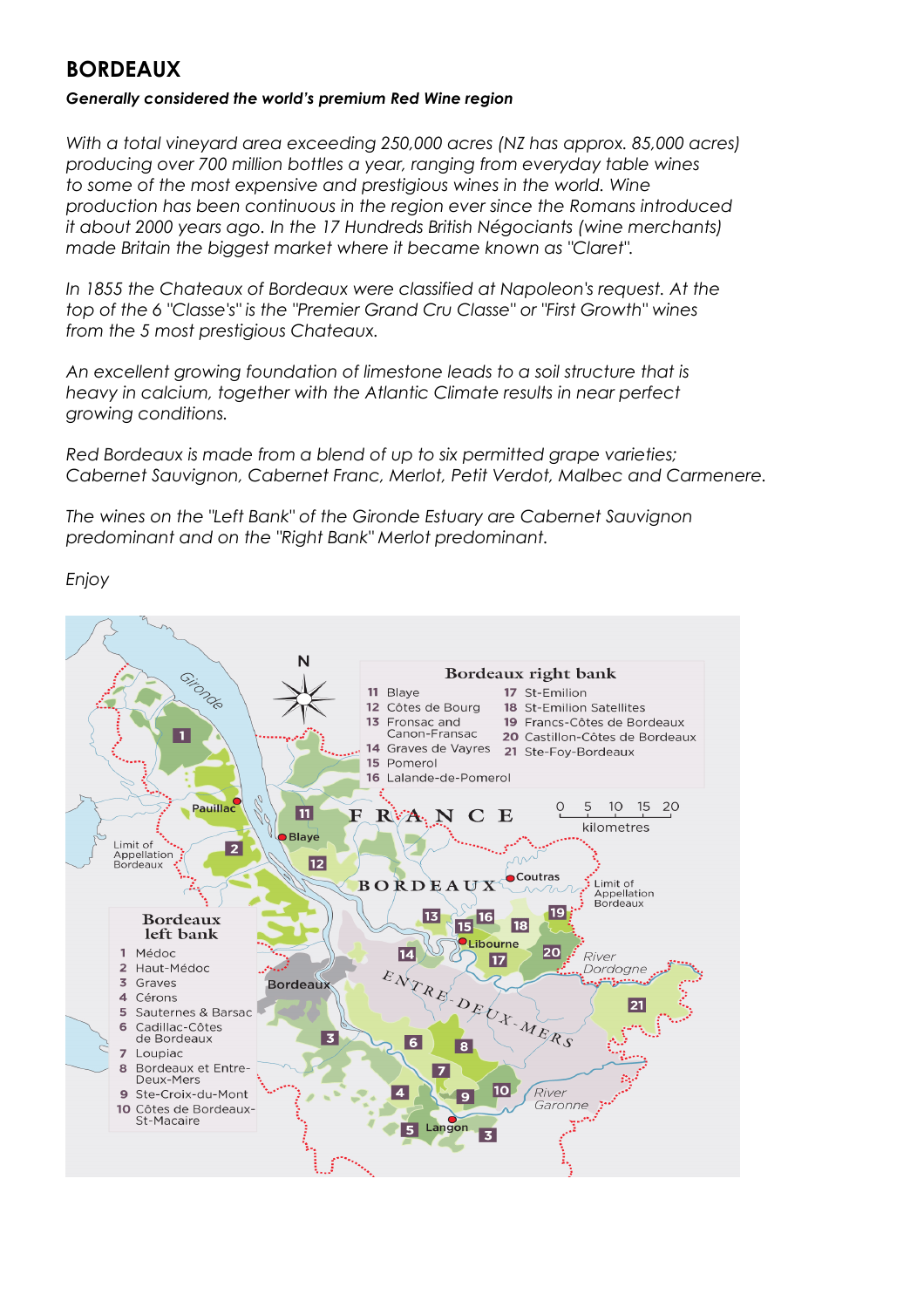# BORDEAUX

***Generally considered the world's premium Red Wine region***

*With a total vineyard area exceeding 250,000 acres (NZ has approx. 85,000 acres) producing over 700 million bottles a year, ranging from everyday table wines to some of the most expensive and prestigious wines in the world. Wine production has been continuous in the region ever since the Romans introduced it about 2000 years ago. In the 17 Hundreds British Négociants (wine merchants) made Britain the biggest market where it became known as "Claret".*

*In 1855 the Chateaux of Bordeaux were classified at Napoleon's request. At the top of the 6 "Classe's" is the "Premier Grand Cru Classe" or "First Growth" wines from the 5 most prestigious Chateaux.*

*An excellent growing foundation of limestone leads to a soil structure that is heavy in calcium, together with the Atlantic Climate results in near perfect growing conditions.*

*Red Bordeaux is made from a blend of up to six permitted grape varieties; Cabernet Sauvignon, Cabernet Franc, Merlot, Petit Verdot, Malbec and Carmenere.*

*The wines on the "Left Bank" of the Gironde Estuary are Cabernet Sauvignon predominant and on the "Right Bank" Merlot predominant.*

*Enjoy*

**Bordeaux left bank**

1. Médoc
2. Haut-Médoc
3. Graves
4. Cérons
5. Sauternes & Barsac
6. Cadillac-Côtes de Bordeaux
7. Loupiac
8. Bordeaux et Entre-Deux-Mers
9. Ste-Croix-du-Mont
10. Côtes de Bordeaux-St-Macaire

**Bordeaux right bank**

11. Blaye
12. Côtes de Bourg
13. Fronsac and Canon-Fronsac
14. Graves de Vayres
15. Pomerol
16. Lalande-de-Pomerol
17. St-Emilion
18. St-Emilion Satellites
19. Francs-Côtes de Bordeaux
20. Castillon-Côtes de Bordeaux
21. Ste-Foy-Bordeaux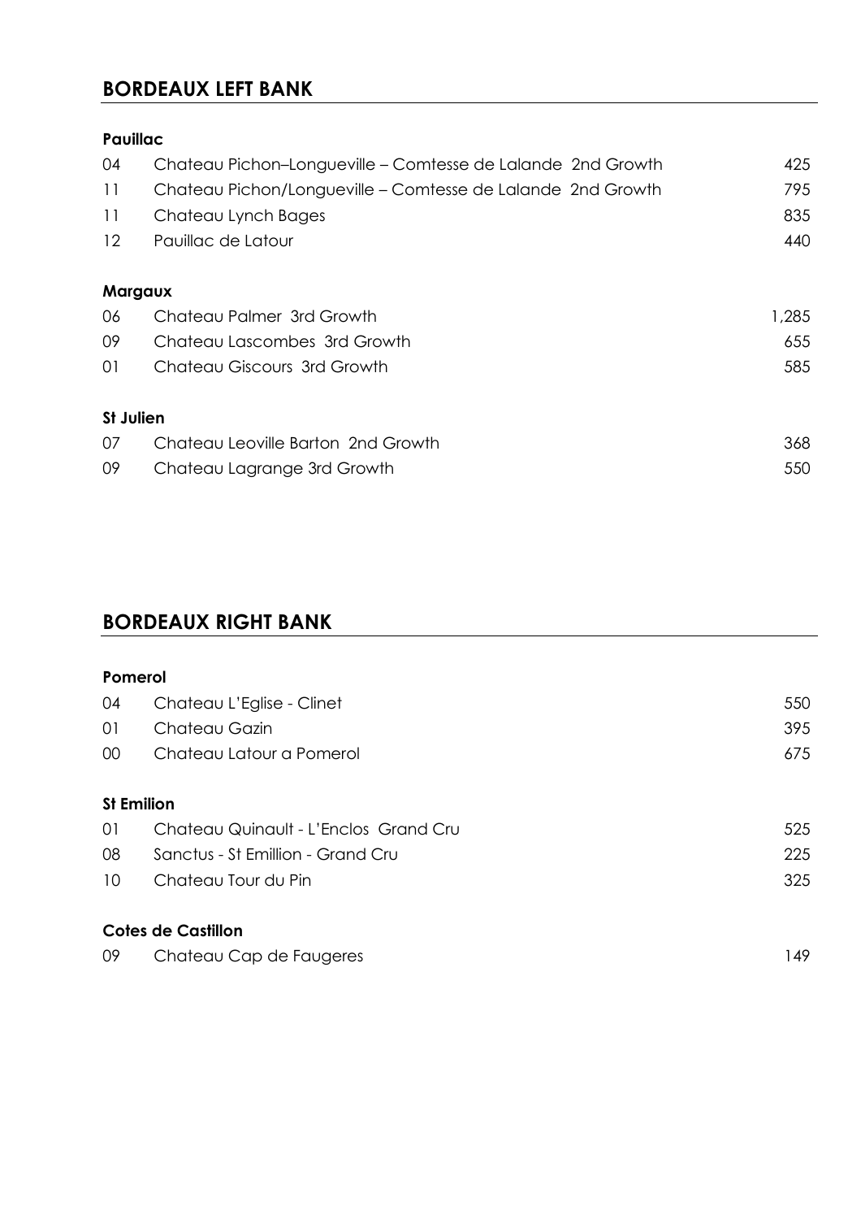## BORDEAUX LEFT BANK

### Pauillac

| | | |
|---|---|---|
| 04 | Chateau Pichon–Longueville – Comtesse de Lalande 2nd Growth | 425 |
| 11 | Chateau Pichon/Longueville – Comtesse de Lalande 2nd Growth | 795 |
| 11 | Chateau Lynch Bages | 835 |
| 12 | Pauillac de Latour | 440 |

### Margaux

| | | |
|---|---|---|
| 06 | Chateau Palmer 3rd Growth | 1,285 |
| 09 | Chateau Lascombes 3rd Growth | 655 |
| 01 | Chateau Giscours 3rd Growth | 585 |

### St Julien

| | | |
|---|---|---|
| 07 | Chateau Leoville Barton 2nd Growth | 368 |
| 09 | Chateau Lagrange 3rd Growth | 550 |

## BORDEAUX RIGHT BANK

### Pomerol

| | | |
|---|---|---|
| 04 | Chateau L'Eglise - Clinet | 550 |
| 01 | Chateau Gazin | 395 |
| 00 | Chateau Latour a Pomerol | 675 |

### St Emilion

| | | |
|---|---|---|
| 01 | Chateau Quinault - L'Enclos Grand Cru | 525 |
| 08 | Sanctus - St Emillion - Grand Cru | 225 |
| 10 | Chateau Tour du Pin | 325 |

### Cotes de Castillon

| | | |
|---|---|---|
| 09 | Chateau Cap de Faugeres | 149 |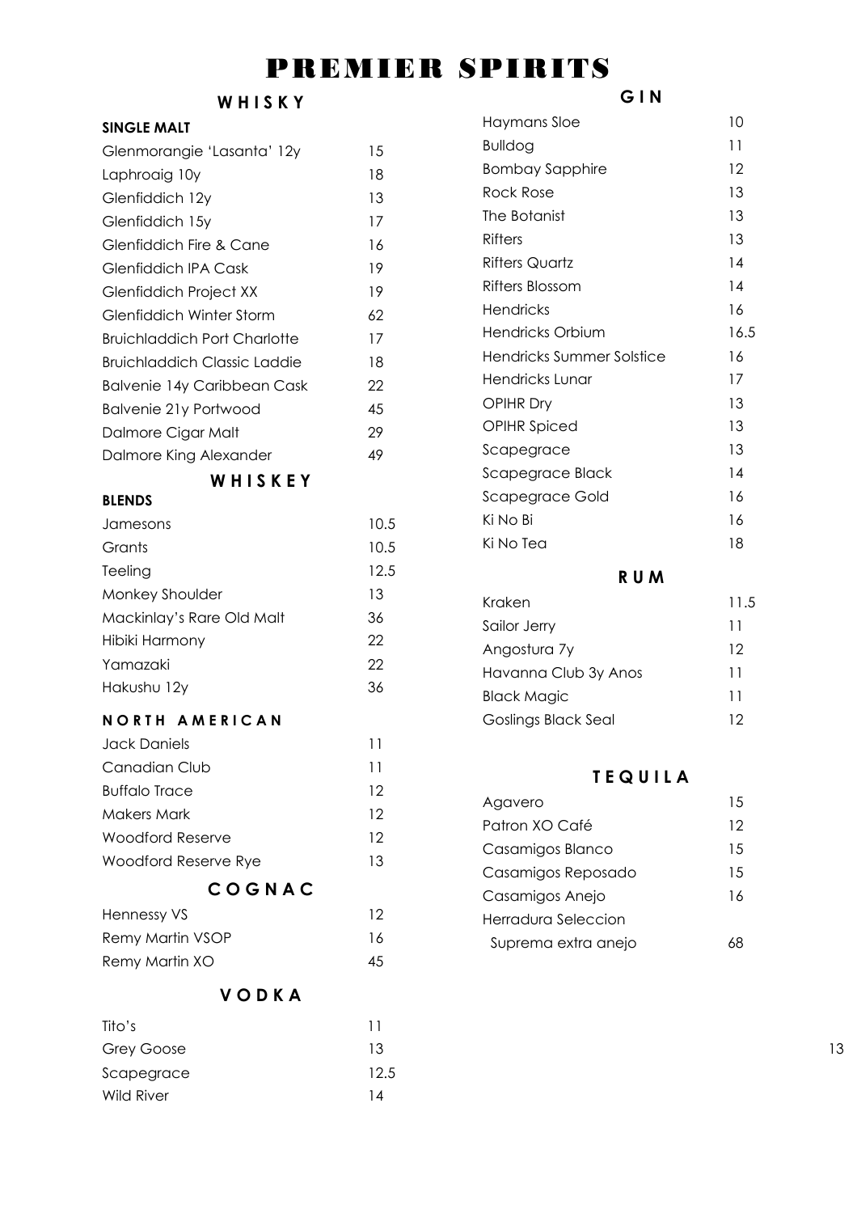# PREMIER SPIRITS

## WHISKY

### SINGLE MALT

| | |
|---|---|
| Glenmorangie 'Lasanta' 12y | 15 |
| Laphroaig 10y | 18 |
| Glenfiddich 12y | 13 |
| Glenfiddich 15y | 17 |
| Glenfiddich Fire & Cane | 16 |
| Glenfiddich IPA Cask | 19 |
| Glenfiddich Project XX | 19 |
| Glenfiddich Winter Storm | 62 |
| Bruichladdich Port Charlotte | 17 |
| Bruichladdich Classic Laddie | 18 |
| Balvenie 14y Caribbean Cask | 22 |
| Balvenie 21y Portwood | 45 |
| Dalmore Cigar Malt | 29 |
| Dalmore King Alexander | 49 |

## WHISKEY

### BLENDS

| | |
|---|---|
| Jamesons | 10.5 |
| Grants | 10.5 |
| Teeling | 12.5 |
| Monkey Shoulder | 13 |
| Mackinlay's Rare Old Malt | 36 |
| Hibiki Harmony | 22 |
| Yamazaki | 22 |
| Hakushu 12y | 36 |

## NORTH AMERICAN

| | |
|---|---|
| Jack Daniels | 11 |
| Canadian Club | 11 |
| Buffalo Trace | 12 |
| Makers Mark | 12 |
| Woodford Reserve | 12 |
| Woodford Reserve Rye | 13 |

## COGNAC

| | |
|---|---|
| Hennessy VS | 12 |
| Remy Martin VSOP | 16 |
| Remy Martin XO | 45 |

## VODKA

| | |
|---|---|
| Tito's | 11 |
| Grey Goose | 13 |
| Scapegrace | 12.5 |
| Wild River | 14 |

## GIN

| | |
|---|---|
| Haymans Sloe | 10 |
| Bulldog | 11 |
| Bombay Sapphire | 12 |
| Rock Rose | 13 |
| The Botanist | 13 |
| Rifters | 13 |
| Rifters Quartz | 14 |
| Rifters Blossom | 14 |
| Hendricks | 16 |
| Hendricks Orbium | 16.5 |
| Hendricks Summer Solstice | 16 |
| Hendricks Lunar | 17 |
| OPIHR Dry | 13 |
| OPIHR Spiced | 13 |
| Scapegrace | 13 |
| Scapegrace Black | 14 |
| Scapegrace Gold | 16 |
| Ki No Bi | 16 |
| Ki No Tea | 18 |

## RUM

| | |
|---|---|
| Kraken | 11.5 |
| Sailor Jerry | 11 |
| Angostura 7y | 12 |
| Havanna Club 3y Anos | 11 |
| Black Magic | 11 |
| Goslings Black Seal | 12 |

## TEQUILA

| | |
|---|---|
| Agavero | 15 |
| Patron XO Café | 12 |
| Casamigos Blanco | 15 |
| Casamigos Reposado | 15 |
| Casamigos Anejo | 16 |
| Herradura Seleccion Suprema extra anejo | 68 |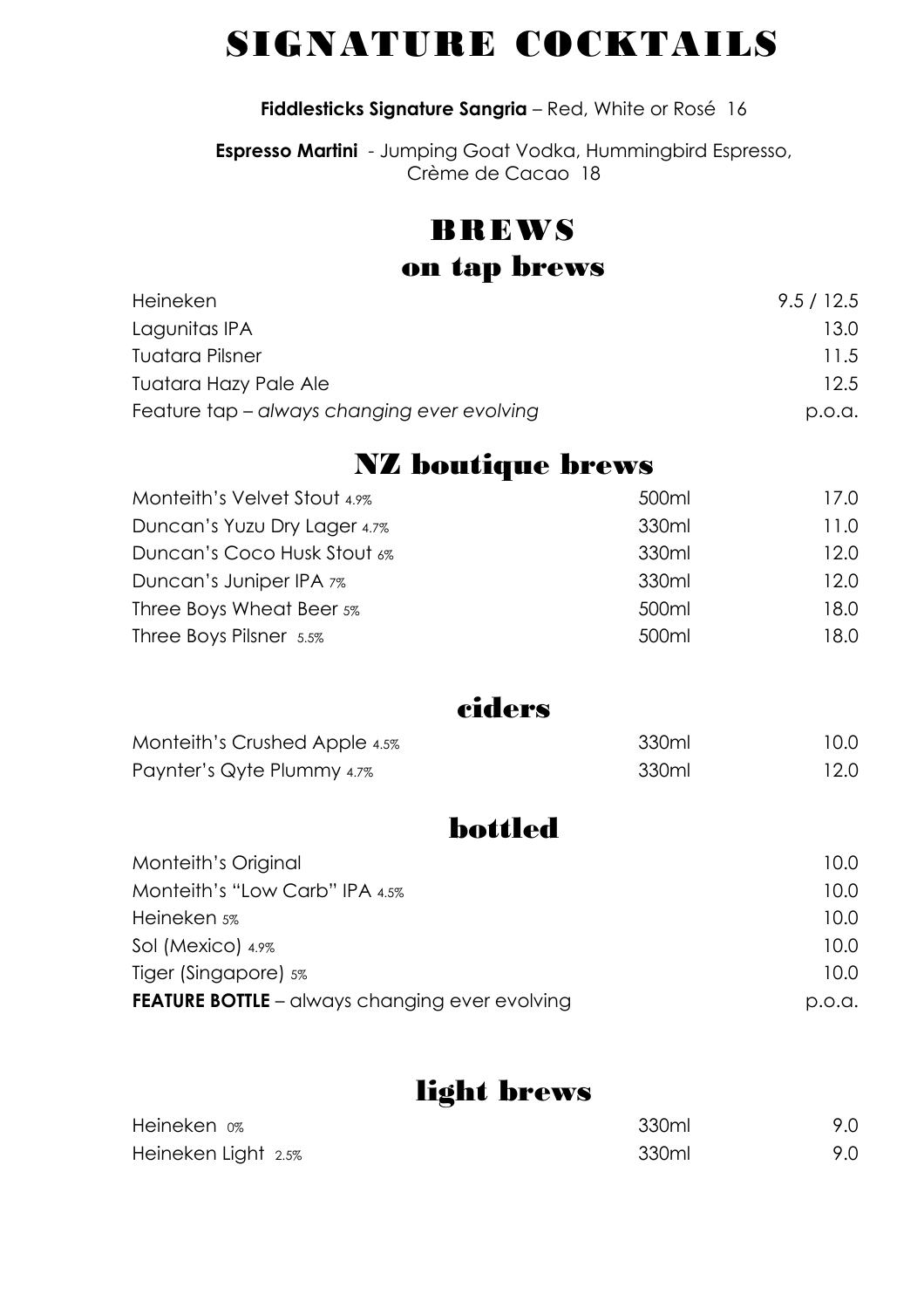# SIGNATURE COCKTAILS

**Fiddlesticks Signature Sangria** – Red, White or Rosé 16

**Espresso Martini** - Jumping Goat Vodka, Hummingbird Espresso, Crème de Cacao 18

# BREWS

## on tap brews

| | |
|---|---|
| Heineken | 9.5 / 12.5 |
| Lagunitas IPA | 13.0 |
| Tuatara Pilsner | 11.5 |
| Tuatara Hazy Pale Ale | 12.5 |
| Feature tap – *always changing ever evolving* | p.o.a. |

## NZ boutique brews

| | | |
|---|---|---|
| Monteith's Velvet Stout 4.9% | 500ml | 17.0 |
| Duncan's Yuzu Dry Lager 4.7% | 330ml | 11.0 |
| Duncan's Coco Husk Stout 6% | 330ml | 12.0 |
| Duncan's Juniper IPA 7% | 330ml | 12.0 |
| Three Boys Wheat Beer 5% | 500ml | 18.0 |
| Three Boys Pilsner 5.5% | 500ml | 18.0 |

## ciders

| | | |
|---|---|---|
| Monteith's Crushed Apple 4.5% | 330ml | 10.0 |
| Paynter's Qyte Plummy 4.7% | 330ml | 12.0 |

## bottled

| | |
|---|---|
| Monteith's Original | 10.0 |
| Monteith's "Low Carb" IPA 4.5% | 10.0 |
| Heineken 5% | 10.0 |
| Sol (Mexico) 4.9% | 10.0 |
| Tiger (Singapore) 5% | 10.0 |
| **FEATURE BOTTLE** – always changing ever evolving | p.o.a. |

## light brews

| | | |
|---|---|---|
| Heineken 0% | 330ml | 9.0 |
| Heineken Light 2.5% | 330ml | 9.0 |